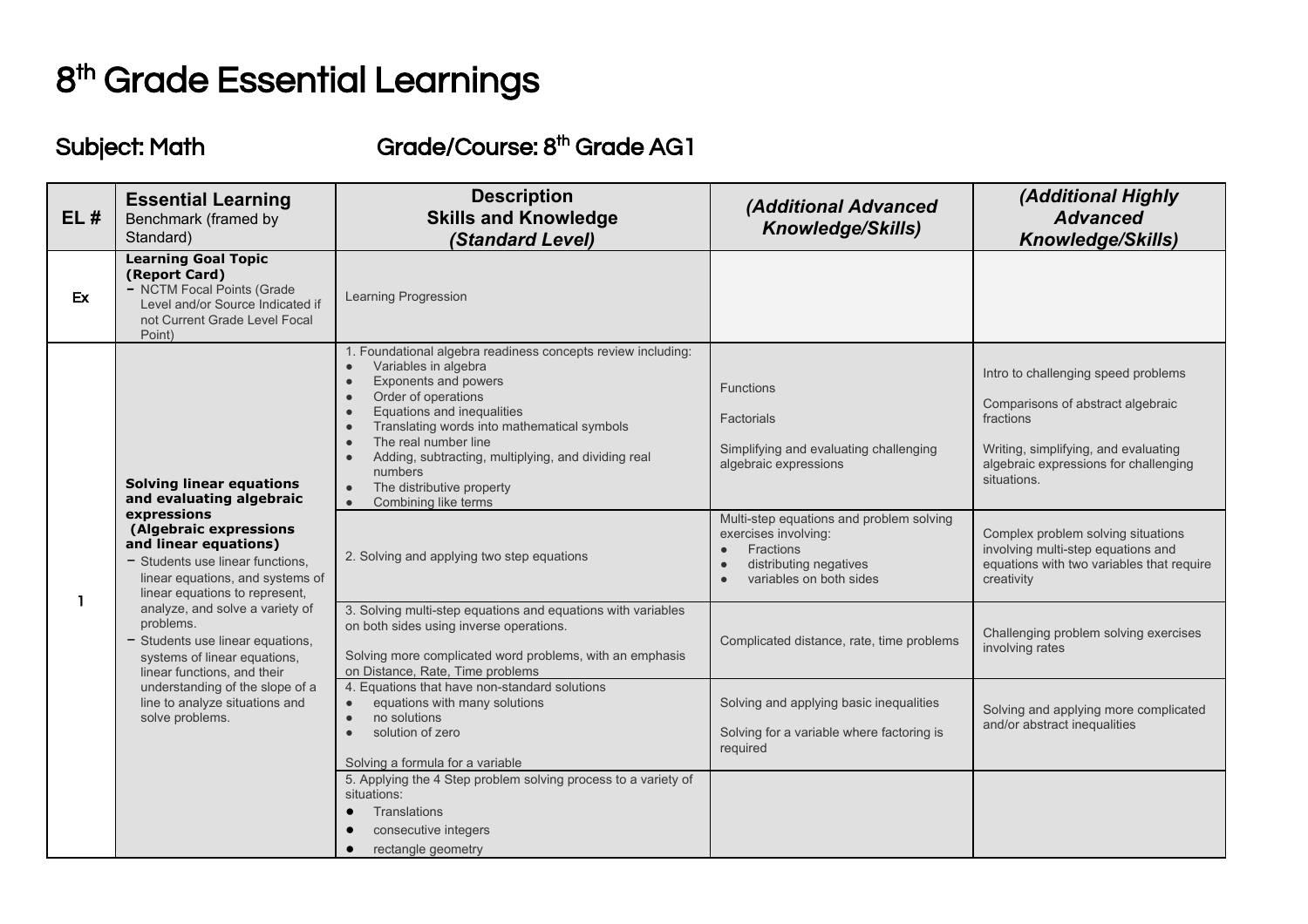# 8th Grade Essential Learnings

## Subject: Math    Grade/Course: 8th Grade AG1

| EL # | Essential Learning Benchmark (framed by Standard) | Description Skills and Knowledge *(Standard Level)* | *(Additional Advanced Knowledge/Skills)* | *(Additional Highly Advanced Knowledge/Skills)* |
|---|---|---|---|---|
| Ex | **Learning Goal Topic (Report Card)** - NCTM Focal Points (Grade Level and/or Source Indicated if not Current Grade Level Focal Point) | Learning Progression | | |
| 1 | **Solving linear equations and evaluating algebraic expressions (Algebraic expressions and linear equations)** - Students use linear functions, linear equations, and systems of linear equations to represent, analyze, and solve a variety of problems. - Students use linear equations, systems of linear equations, linear functions, and their understanding of the slope of a line to analyze situations and solve problems. | 1. Foundational algebra readiness concepts review including: • Variables in algebra • Exponents and powers • Order of operations • Equations and inequalities • Translating words into mathematical symbols • The real number line • Adding, subtracting, multiplying, and dividing real numbers • The distributive property • Combining like terms | Functions<br><br>Factorials<br><br>Simplifying and evaluating challenging algebraic expressions | Intro to challenging speed problems<br><br>Comparisons of abstract algebraic fractions<br><br>Writing, simplifying, and evaluating algebraic expressions for challenging situations. |
| | | 2. Solving and applying two step equations | Multi-step equations and problem solving exercises involving: • Fractions • distributing negatives • variables on both sides | Complex problem solving situations involving multi-step equations and equations with two variables that require creativity |
| | | 3. Solving multi-step equations and equations with variables on both sides using inverse operations.<br><br>Solving more complicated word problems, with an emphasis on Distance, Rate, Time problems | Complicated distance, rate, time problems | Challenging problem solving exercises involving rates |
| | | 4. Equations that have non-standard solutions • equations with many solutions • no solutions • solution of zero<br><br>Solving a formula for a variable | Solving and applying basic inequalities<br><br>Solving for a variable where factoring is required | Solving and applying more complicated and/or abstract inequalities |
| | | 5. Applying the 4 Step problem solving process to a variety of situations: • Translations • consecutive integers • rectangle geometry | | |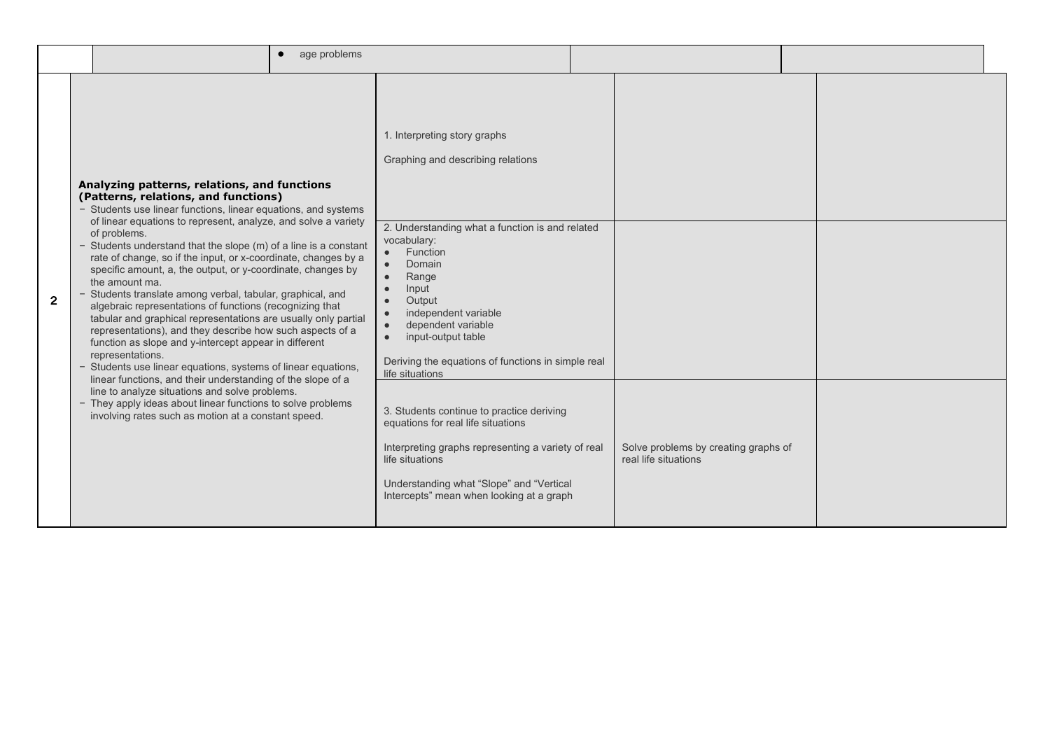| | | | | |
|---|---|---|---|---|
| | | • age problems | | |
| 2 | **Analyzing patterns, relations, and functions (Patterns, relations, and functions)**<br>- Students use linear functions, linear equations, and systems of linear equations to represent, analyze, and solve a variety of problems.<br>- Students understand that the slope (m) of a line is a constant rate of change, so if the input, or x-coordinate, changes by a specific amount, a, the output, or y-coordinate, changes by the amount ma.<br>- Students translate among verbal, tabular, graphical, and algebraic representations of functions (recognizing that tabular and graphical representations are usually only partial representations), and they describe how such aspects of a function as slope and y-intercept appear in different representations.<br>- Students use linear equations, systems of linear equations, linear functions, and their understanding of the slope of a line to analyze situations and solve problems.<br>- They apply ideas about linear functions to solve problems involving rates such as motion at a constant speed. | 1. Interpreting story graphs<br><br>Graphing and describing relations | | |
| | | 2. Understanding what a function is and related vocabulary:<br>• Function<br>• Domain<br>• Range<br>• Input<br>• Output<br>• independent variable<br>• dependent variable<br>• input-output table<br><br>Deriving the equations of functions in simple real life situations | | |
| | | 3. Students continue to practice deriving equations for real life situations<br><br>Interpreting graphs representing a variety of real life situations<br><br>Understanding what "Slope" and "Vertical Intercepts" mean when looking at a graph | Solve problems by creating graphs of real life situations | |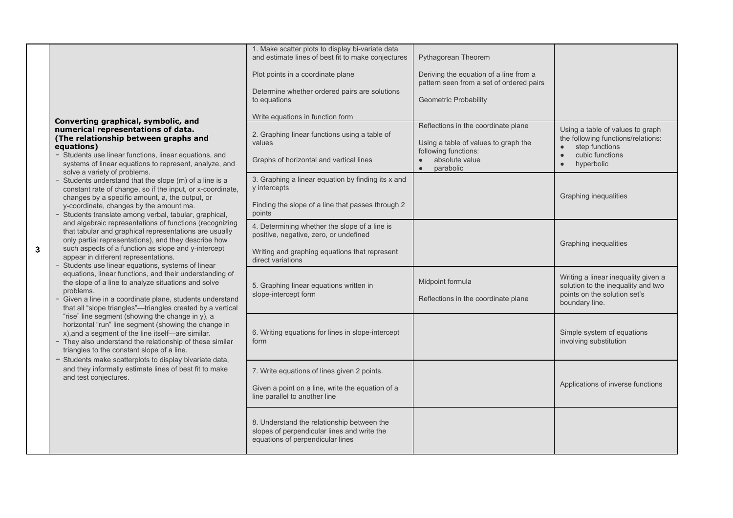| | | | | |
|---|---|---|---|---|
| 3 | **Converting graphical, symbolic, and numerical representations of data. (The relationship between graphs and equations)**<br>- Students use linear functions, linear equations, and systems of linear equations to represent, analyze, and solve a variety of problems.<br>- Students understand that the slope (m) of a line is a constant rate of change, so if the input, or x-coordinate, changes by a specific amount, a, the output, or y-coordinate, changes by the amount ma.<br>- Students translate among verbal, tabular, graphical, and algebraic representations of functions (recognizing that tabular and graphical representations are usually only partial representations), and they describe how such aspects of a function as slope and y-intercept appear in different representations.<br>- Students use linear equations, systems of linear equations, linear functions, and their understanding of the slope of a line to analyze situations and solve problems.<br>- Given a line in a coordinate plane, students understand that all "slope triangles"—triangles created by a vertical "rise" line segment (showing the change in y), a horizontal "run" line segment (showing the change in x),and a segment of the line itself—are similar.<br>- They also understand the relationship of these similar triangles to the constant slope of a line.<br>- Students make scatterplots to display bivariate data, and they informally estimate lines of best fit to make and test conjectures. | 1. Make scatter plots to display bi-variate data and estimate lines of best fit to make conjectures<br><br>Plot points in a coordinate plane<br><br>Determine whether ordered pairs are solutions to equations<br><br>Write equations in function form | Pythagorean Theorem<br><br>Deriving the equation of a line from a pattern seen from a set of ordered pairs<br><br>Geometric Probability | |
| | | 2. Graphing linear functions using a table of values<br><br>Graphs of horizontal and vertical lines | Reflections in the coordinate plane<br><br>Using a table of values to graph the following functions:<br>• absolute value<br>• parabolic | Using a table of values to graph the following functions/relations:<br>• step functions<br>• cubic functions<br>• hyperbolic |
| | | 3. Graphing a linear equation by finding its x and y intercepts<br><br>Finding the slope of a line that passes through 2 points | | Graphing inequalities |
| | | 4. Determining whether the slope of a line is positive, negative, zero, or undefined<br><br>Writing and graphing equations that represent direct variations | | Graphing inequalities |
| | | 5. Graphing linear equations written in slope-intercept form | Midpoint formula<br><br>Reflections in the coordinate plane | Writing a linear inequality given a solution to the inequality and two points on the solution set's boundary line. |
| | | 6. Writing equations for lines in slope-intercept form | | Simple system of equations involving substitution |
| | | 7. Write equations of lines given 2 points.<br><br>Given a point on a line, write the equation of a line parallel to another line | | Applications of inverse functions |
| | | 8. Understand the relationship between the slopes of perpendicular lines and write the equations of perpendicular lines | | |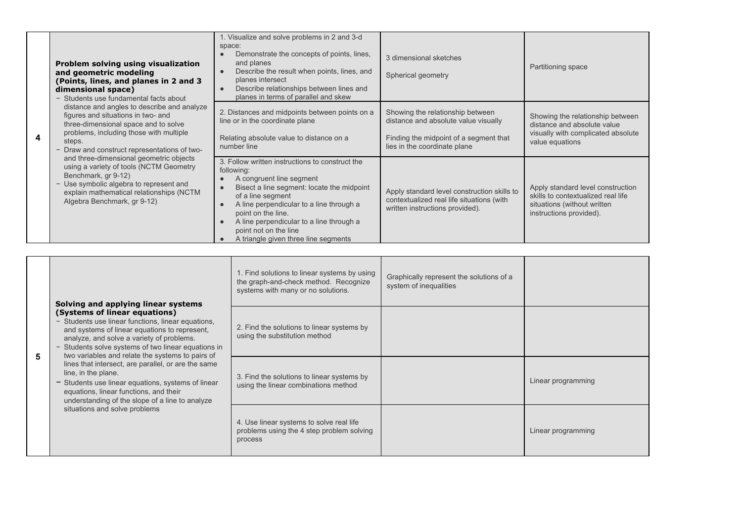| | | | | |
|---|---|---|---|---|
| 4 | **Problem solving using visualization and geometric modeling (Points, lines, and planes in 2 and 3 dimensional space)**<br>- Students use fundamental facts about distance and angles to describe and analyze figures and situations in two- and three-dimensional space and to solve problems, including those with multiple steps.<br>- Draw and construct representations of two- and three-dimensional geometric objects using a variety of tools (NCTM Geometry Benchmark, gr 9-12)<br>- Use symbolic algebra to represent and explain mathematical relationships (NCTM Algebra Benchmark, gr 9-12) | 1. Visualize and solve problems in 2 and 3-d space:<br>• Demonstrate the concepts of points, lines, and planes<br>• Describe the result when points, lines, and planes intersect<br>• Describe relationships between lines and planes in terms of parallel and skew | 3 dimensional sketches<br><br>Spherical geometry | Partitioning space |
| | | 2. Distances and midpoints between points on a line or in the coordinate plane<br><br>Relating absolute value to distance on a number line | Showing the relationship between distance and absolute value visually<br><br>Finding the midpoint of a segment that lies in the coordinate plane | Showing the relationship between distance and absolute value visually with complicated absolute value equations |
| | | 3. Follow written instructions to construct the following:<br>• A congruent line segment<br>• Bisect a line segment: locate the midpoint of a line segment<br>• A line perpendicular to a line through a point on the line.<br>• A line perpendicular to a line through a point not on the line<br>• A triangle given three line segments | Apply standard level construction skills to contextualized real life situations (with written instructions provided). | Apply standard level construction skills to contextualized real life situations (without written instructions provided). |

| | | | | |
|---|---|---|---|---|
| 5 | **Solving and applying linear systems (Systems of linear equations)**<br>- Students use linear functions, linear equations, and systems of linear equations to represent, analyze, and solve a variety of problems.<br>- Students solve systems of two linear equations in two variables and relate the systems to pairs of lines that intersect, are parallel, or are the same line, in the plane.<br>- Students use linear equations, systems of linear equations, linear functions, and their understanding of the slope of a line to analyze situations and solve problems | 1. Find solutions to linear systems by using the graph-and-check method. Recognize systems with many or no solutions. | Graphically represent the solutions of a system of inequalities | |
| | | 2. Find the solutions to linear systems by using the substitution method | | |
| | | 3. Find the solutions to linear systems by using the linear combinations method | | Linear programming |
| | | 4. Use linear systems to solve real life problems using the 4 step problem solving process | | Linear programming |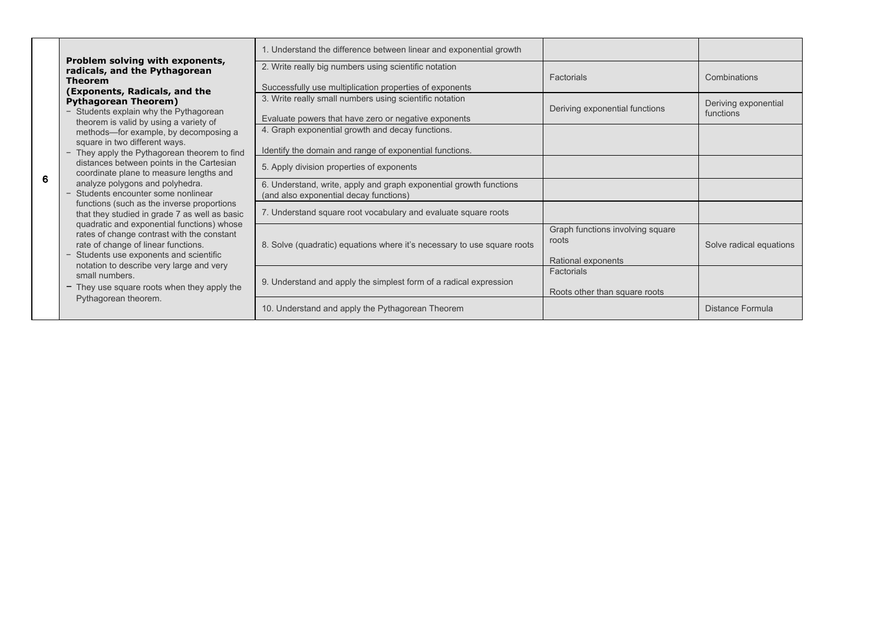| | | | | |
|---|---|---|---|---|
| 6 | **Problem solving with exponents, radicals, and the Pythagorean Theorem**<br>**(Exponents, Radicals, and the Pythagorean Theorem)**<br>− Students explain why the Pythagorean theorem is valid by using a variety of methods—for example, by decomposing a square in two different ways.<br>− They apply the Pythagorean theorem to find distances between points in the Cartesian coordinate plane to measure lengths and analyze polygons and polyhedra.<br>− Students encounter some nonlinear functions (such as the inverse proportions that they studied in grade 7 as well as basic quadratic and exponential functions) whose rates of change contrast with the constant rate of change of linear functions.<br>− Students use exponents and scientific notation to describe very large and very small numbers.<br>− They use square roots when they apply the Pythagorean theorem. | 1. Understand the difference between linear and exponential growth | | |
| | | 2. Write really big numbers using scientific notation<br><br>Successfully use multiplication properties of exponents | Factorials | Combinations |
| | | 3. Write really small numbers using scientific notation<br><br>Evaluate powers that have zero or negative exponents | Deriving exponential functions | Deriving exponential functions |
| | | 4. Graph exponential growth and decay functions.<br><br>Identify the domain and range of exponential functions. | | |
| | | 5. Apply division properties of exponents | | |
| | | 6. Understand, write, apply and graph exponential growth functions (and also exponential decay functions) | | |
| | | 7. Understand square root vocabulary and evaluate square roots | | |
| | | 8. Solve (quadratic) equations where it's necessary to use square roots | Graph functions involving square roots<br><br>Rational exponents | Solve radical equations |
| | | 9. Understand and apply the simplest form of a radical expression | Factorials<br><br>Roots other than square roots | |
| | | 10. Understand and apply the Pythagorean Theorem | | Distance Formula |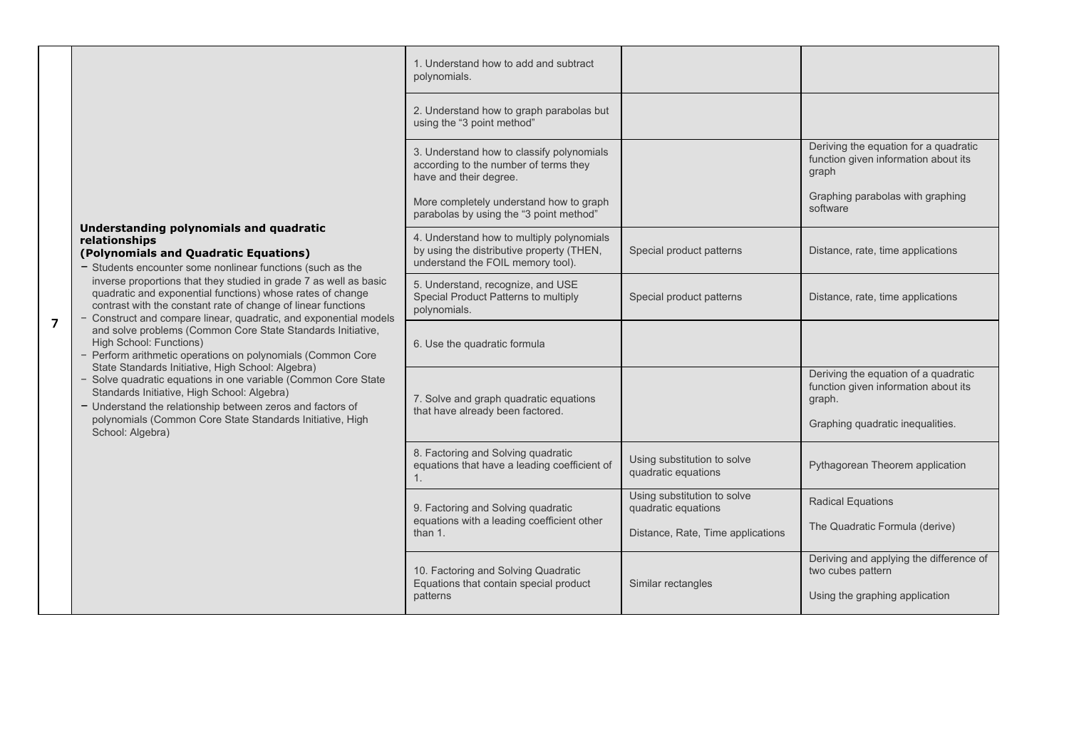| | | | | |
|---|---|---|---|---|
| 7 | **Understanding polynomials and quadratic relationships (Polynomials and Quadratic Equations)**<br>- Students encounter some nonlinear functions (such as the inverse proportions that they studied in grade 7 as well as basic quadratic and exponential functions) whose rates of change contrast with the constant rate of change of linear functions<br>- Construct and compare linear, quadratic, and exponential models and solve problems (Common Core State Standards Initiative, High School: Functions)<br>- Perform arithmetic operations on polynomials (Common Core State Standards Initiative, High School: Algebra)<br>- Solve quadratic equations in one variable (Common Core State Standards Initiative, High School: Algebra)<br>- Understand the relationship between zeros and factors of polynomials (Common Core State Standards Initiative, High School: Algebra) | 1. Understand how to add and subtract polynomials. | | |
| | | 2. Understand how to graph parabolas but using the "3 point method" | | |
| | | 3. Understand how to classify polynomials according to the number of terms they have and their degree.<br><br>More completely understand how to graph parabolas by using the "3 point method" | | Deriving the equation for a quadratic function given information about its graph<br><br>Graphing parabolas with graphing software |
| | | 4. Understand how to multiply polynomials by using the distributive property (THEN, understand the FOIL memory tool). | Special product patterns | Distance, rate, time applications |
| | | 5. Understand, recognize, and USE Special Product Patterns to multiply polynomials. | Special product patterns | Distance, rate, time applications |
| | | 6. Use the quadratic formula | | |
| | | 7. Solve and graph quadratic equations that have already been factored. | | Deriving the equation of a quadratic function given information about its graph.<br><br>Graphing quadratic inequalities. |
| | | 8. Factoring and Solving quadratic equations that have a leading coefficient of 1. | Using substitution to solve quadratic equations | Pythagorean Theorem application |
| | | 9. Factoring and Solving quadratic equations with a leading coefficient other than 1. | Using substitution to solve quadratic equations<br><br>Distance, Rate, Time applications | Radical Equations<br><br>The Quadratic Formula (derive) |
| | | 10. Factoring and Solving Quadratic Equations that contain special product patterns | Similar rectangles | Deriving and applying the difference of two cubes pattern<br><br>Using the graphing application |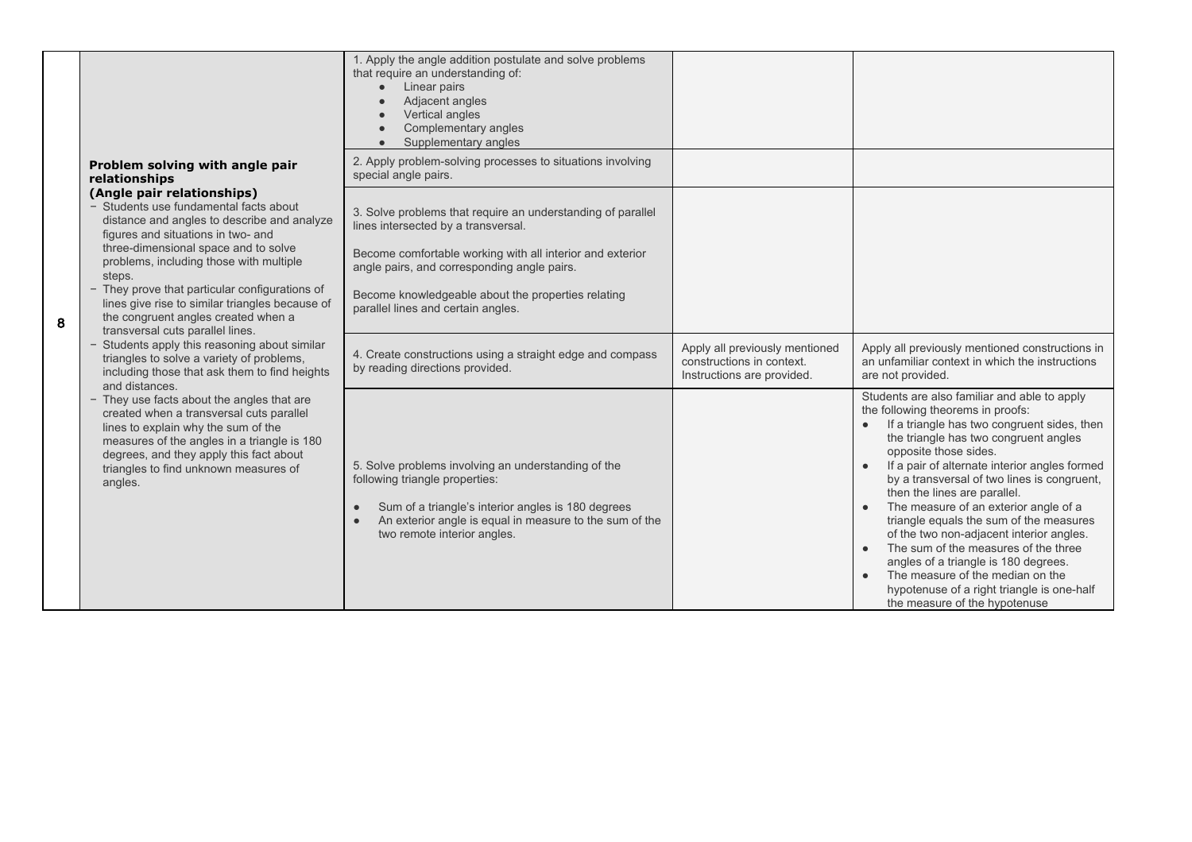| | | | | |
|---|---|---|---|---|
| 8 | **Problem solving with angle pair relationships**<br>**(Angle pair relationships)**<br>− Students use fundamental facts about distance and angles to describe and analyze figures and situations in two- and three-dimensional space and to solve problems, including those with multiple steps.<br>− They prove that particular configurations of lines give rise to similar triangles because of the congruent angles created when a transversal cuts parallel lines.<br>− Students apply this reasoning about similar triangles to solve a variety of problems, including those that ask them to find heights and distances.<br>− They use facts about the angles that are created when a transversal cuts parallel lines to explain why the sum of the measures of the angles in a triangle is 180 degrees, and they apply this fact about triangles to find unknown measures of angles. | 1. Apply the angle addition postulate and solve problems that require an understanding of:<br>● Linear pairs<br>● Adjacent angles<br>● Vertical angles<br>● Complementary angles<br>● Supplementary angles | | |
| | | 2. Apply problem-solving processes to situations involving special angle pairs. | | |
| | | 3. Solve problems that require an understanding of parallel lines intersected by a transversal.<br><br>Become comfortable working with all interior and exterior angle pairs, and corresponding angle pairs.<br><br>Become knowledgeable about the properties relating parallel lines and certain angles. | | |
| | | 4. Create constructions using a straight edge and compass by reading directions provided. | Apply all previously mentioned constructions in context. Instructions are provided. | Apply all previously mentioned constructions in an unfamiliar context in which the instructions are not provided. |
| | | 5. Solve problems involving an understanding of the following triangle properties:<br><br>● Sum of a triangle's interior angles is 180 degrees<br>● An exterior angle is equal in measure to the sum of the two remote interior angles. | | Students are also familiar and able to apply the following theorems in proofs:<br>● If a triangle has two congruent sides, then the triangle has two congruent angles opposite those sides.<br>● If a pair of alternate interior angles formed by a transversal of two lines is congruent, then the lines are parallel.<br>● The measure of an exterior angle of a triangle equals the sum of the measures of the two non-adjacent interior angles.<br>● The sum of the measures of the three angles of a triangle is 180 degrees.<br>● The measure of the median on the hypotenuse of a right triangle is one-half the measure of the hypotenuse |